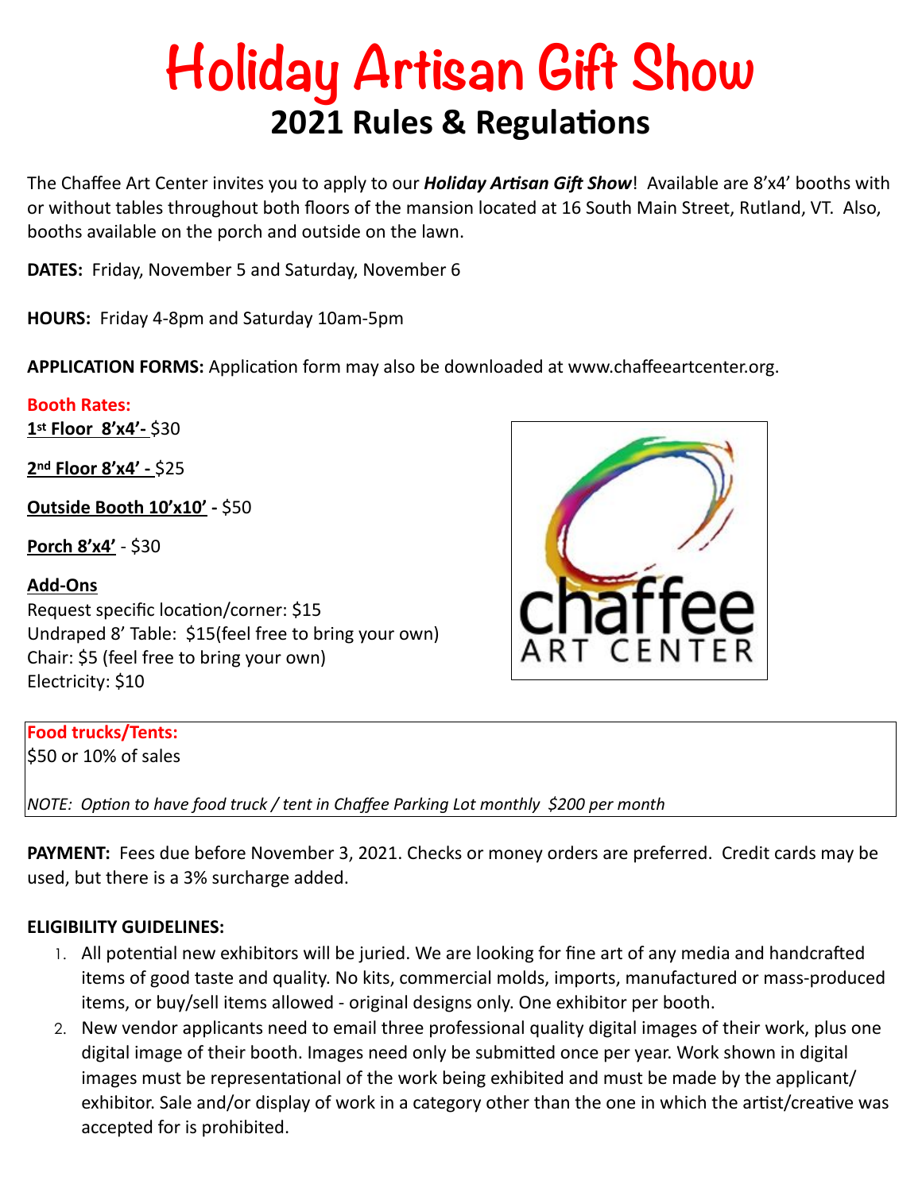# Holiday Artisan Gift Show
## 2021 Rules & Regulations

The Chaffee Art Center invites you to apply to our ***Holiday Artisan Gift Show***! Available are 8'x4' booths with or without tables throughout both floors of the mansion located at 16 South Main Street, Rutland, VT. Also, booths available on the porch and outside on the lawn.

**DATES:** Friday, November 5 and Saturday, November 6

**HOURS:** Friday 4-8pm and Saturday 10am-5pm

**APPLICATION FORMS:** Application form may also be downloaded at www.chaffeeartcenter.org.

**Booth Rates:**

**1st Floor 8'x4'-** $30

**2nd Floor 8'x4' -** $25

**Outside Booth 10'x10' -** $50

**Porch 8'x4'** - $30

**Add-Ons**

Request specific location/corner: $15
Undraped 8' Table: $15(feel free to bring your own)
Chair: $5 (feel free to bring your own)
Electricity: $10

**Food trucks/Tents:**
$50 or 10% of sales

*NOTE: Option to have food truck / tent in Chaffee Parking Lot monthly $200 per month*

**PAYMENT:** Fees due before November 3, 2021. Checks or money orders are preferred. Credit cards may be used, but there is a 3% surcharge added.

**ELIGIBILITY GUIDELINES:**

1. All potential new exhibitors will be juried. We are looking for fine art of any media and handcrafted items of good taste and quality. No kits, commercial molds, imports, manufactured or mass-produced items, or buy/sell items allowed - original designs only. One exhibitor per booth.
2. New vendor applicants need to email three professional quality digital images of their work, plus one digital image of their booth. Images need only be submitted once per year. Work shown in digital images must be representational of the work being exhibited and must be made by the applicant/ exhibitor. Sale and/or display of work in a category other than the one in which the artist/creative was accepted for is prohibited.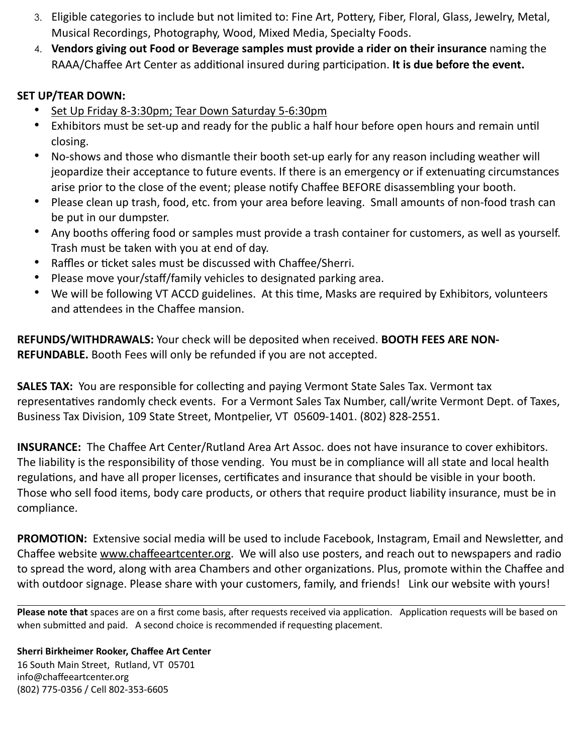3. Eligible categories to include but not limited to: Fine Art, Pottery, Fiber, Floral, Glass, Jewelry, Metal, Musical Recordings, Photography, Wood, Mixed Media, Specialty Foods.
4. **Vendors giving out Food or Beverage samples must provide a rider on their insurance** naming the RAAA/Chaffee Art Center as additional insured during participation. **It is due before the event.**

**SET UP/TEAR DOWN:**

- Set Up Friday 8-3:30pm; Tear Down Saturday 5-6:30pm
- Exhibitors must be set-up and ready for the public a half hour before open hours and remain until closing.
- No-shows and those who dismantle their booth set-up early for any reason including weather will jeopardize their acceptance to future events. If there is an emergency or if extenuating circumstances arise prior to the close of the event; please notify Chaffee BEFORE disassembling your booth.
- Please clean up trash, food, etc. from your area before leaving. Small amounts of non-food trash can be put in our dumpster.
- Any booths offering food or samples must provide a trash container for customers, as well as yourself. Trash must be taken with you at end of day.
- Raffles or ticket sales must be discussed with Chaffee/Sherri.
- Please move your/staff/family vehicles to designated parking area.
- We will be following VT ACCD guidelines. At this time, Masks are required by Exhibitors, volunteers and attendees in the Chaffee mansion.

**REFUNDS/WITHDRAWALS:** Your check will be deposited when received. **BOOTH FEES ARE NON-REFUNDABLE.** Booth Fees will only be refunded if you are not accepted.

**SALES TAX:** You are responsible for collecting and paying Vermont State Sales Tax. Vermont tax representatives randomly check events. For a Vermont Sales Tax Number, call/write Vermont Dept. of Taxes, Business Tax Division, 109 State Street, Montpelier, VT 05609-1401. (802) 828-2551.

**INSURANCE:** The Chaffee Art Center/Rutland Area Art Assoc. does not have insurance to cover exhibitors. The liability is the responsibility of those vending. You must be in compliance will all state and local health regulations, and have all proper licenses, certificates and insurance that should be visible in your booth. Those who sell food items, body care products, or others that require product liability insurance, must be in compliance.

**PROMOTION:** Extensive social media will be used to include Facebook, Instagram, Email and Newsletter, and Chaffee website www.chaffeeartcenter.org. We will also use posters, and reach out to newspapers and radio to spread the word, along with area Chambers and other organizations. Plus, promote within the Chaffee and with outdoor signage. Please share with your customers, family, and friends! Link our website with yours!

---

**Please note that** spaces are on a first come basis, after requests received via application. Application requests will be based on when submitted and paid. A second choice is recommended if requesting placement.

**Sherri Birkheimer Rooker, Chaffee Art Center**
16 South Main Street, Rutland, VT 05701
info@chaffeeartcenter.org
(802) 775-0356 / Cell 802-353-6605